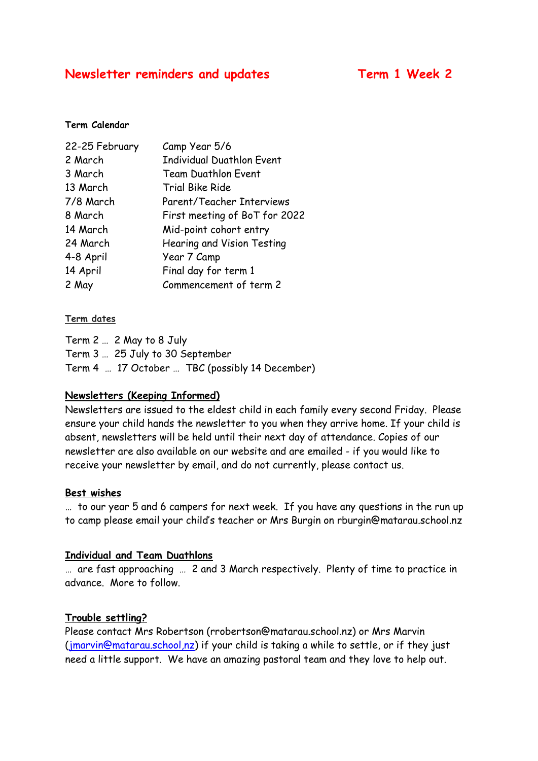# Newsletter reminders and updates — Term 1 Week 2

**Term Calendar**

| | |
|---|---|
| 22-25 February | Camp Year 5/6 |
| 2 March | Individual Duathlon Event |
| 3 March | Team Duathlon Event |
| 13 March | Trial Bike Ride |
| 7/8 March | Parent/Teacher Interviews |
| 8 March | First meeting of BoT for 2022 |
| 14 March | Mid-point cohort entry |
| 24 March | Hearing and Vision Testing |
| 4-8 April | Year 7 Camp |
| 14 April | Final day for term 1 |
| 2 May | Commencement of term 2 |

**Term dates**

Term 2 … 2 May to 8 July
Term 3 … 25 July to 30 September
Term 4 … 17 October … TBC (possibly 14 December)

**Newsletters (Keeping Informed)**

Newsletters are issued to the eldest child in each family every second Friday. Please ensure your child hands the newsletter to you when they arrive home. If your child is absent, newsletters will be held until their next day of attendance. Copies of our newsletter are also available on our website and are emailed - if you would like to receive your newsletter by email, and do not currently, please contact us.

**Best wishes**

… to our year 5 and 6 campers for next week. If you have any questions in the run up to camp please email your child's teacher or Mrs Burgin on rburgin@matarau.school.nz

**Individual and Team Duathlons**

… are fast approaching … 2 and 3 March respectively. Plenty of time to practice in advance. More to follow.

**Trouble settling?**

Please contact Mrs Robertson (rrobertson@matarau.school.nz) or Mrs Marvin (jmarvin@matarau.school,nz) if your child is taking a while to settle, or if they just need a little support. We have an amazing pastoral team and they love to help out.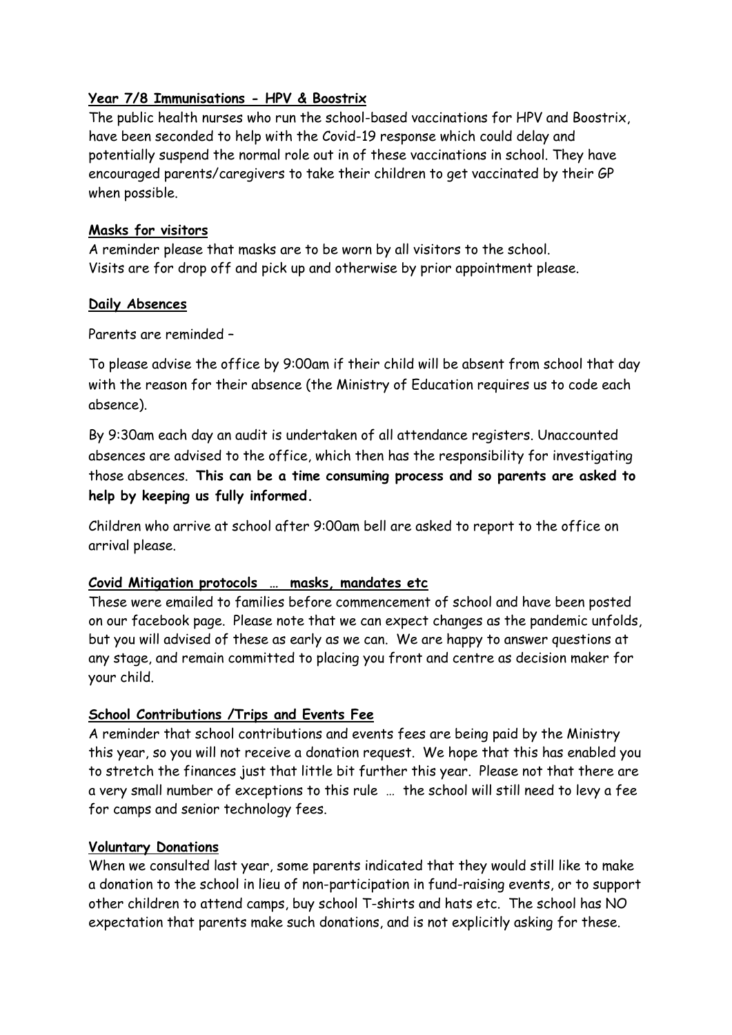**Year 7/8 Immunisations - HPV & Boostrix**

The public health nurses who run the school-based vaccinations for HPV and Boostrix, have been seconded to help with the Covid-19 response which could delay and potentially suspend the normal role out in of these vaccinations in school. They have encouraged parents/caregivers to take their children to get vaccinated by their GP when possible.

**Masks for visitors**

A reminder please that masks are to be worn by all visitors to the school.
Visits are for drop off and pick up and otherwise by prior appointment please.

**Daily Absences**

Parents are reminded –

To please advise the office by 9:00am if their child will be absent from school that day with the reason for their absence (the Ministry of Education requires us to code each absence).

By 9:30am each day an audit is undertaken of all attendance registers. Unaccounted absences are advised to the office, which then has the responsibility for investigating those absences. **This can be a time consuming process and so parents are asked to help by keeping us fully informed.**

Children who arrive at school after 9:00am bell are asked to report to the office on arrival please.

**Covid Mitigation protocols … masks, mandates etc**

These were emailed to families before commencement of school and have been posted on our facebook page. Please note that we can expect changes as the pandemic unfolds, but you will advised of these as early as we can. We are happy to answer questions at any stage, and remain committed to placing you front and centre as decision maker for your child.

**School Contributions /Trips and Events Fee**

A reminder that school contributions and events fees are being paid by the Ministry this year, so you will not receive a donation request. We hope that this has enabled you to stretch the finances just that little bit further this year. Please not that there are a very small number of exceptions to this rule … the school will still need to levy a fee for camps and senior technology fees.

**Voluntary Donations**

When we consulted last year, some parents indicated that they would still like to make a donation to the school in lieu of non-participation in fund-raising events, or to support other children to attend camps, buy school T-shirts and hats etc. The school has NO expectation that parents make such donations, and is not explicitly asking for these.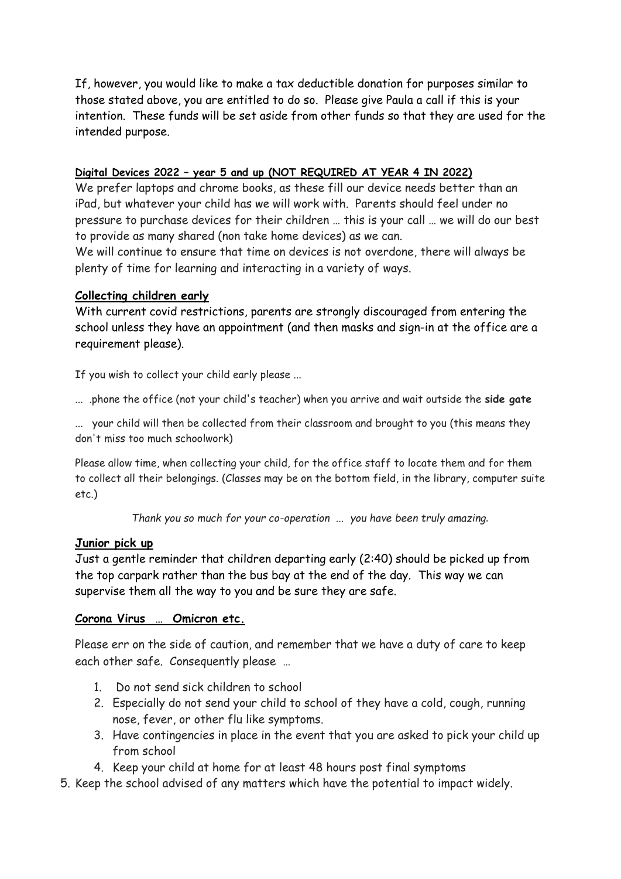If, however, you would like to make a tax deductible donation for purposes similar to those stated above, you are entitled to do so. Please give Paula a call if this is your intention. These funds will be set aside from other funds so that they are used for the intended purpose.

### Digital Devices 2022 – year 5 and up (NOT REQUIRED AT YEAR 4 IN 2022)

We prefer laptops and chrome books, as these fill our device needs better than an iPad, but whatever your child has we will work with. Parents should feel under no pressure to purchase devices for their children … this is your call … we will do our best to provide as many shared (non take home devices) as we can.

We will continue to ensure that time on devices is not overdone, there will always be plenty of time for learning and interacting in a variety of ways.

### Collecting children early

With current covid restrictions, parents are strongly discouraged from entering the school unless they have an appointment (and then masks and sign-in at the office are a requirement please).

If you wish to collect your child early please ...

... .phone the office (not your child's teacher) when you arrive and wait outside the **side gate**

... your child will then be collected from their classroom and brought to you (this means they don't miss too much schoolwork)

Please allow time, when collecting your child, for the office staff to locate them and for them to collect all their belongings. (Classes may be on the bottom field, in the library, computer suite etc.)

*Thank you so much for your co-operation ... you have been truly amazing.*

### Junior pick up

Just a gentle reminder that children departing early (2:40) should be picked up from the top carpark rather than the bus bay at the end of the day. This way we can supervise them all the way to you and be sure they are safe.

### Corona Virus … Omicron etc.

Please err on the side of caution, and remember that we have a duty of care to keep each other safe. Consequently please …

1. Do not send sick children to school
2. Especially do not send your child to school of they have a cold, cough, running nose, fever, or other flu like symptoms.
3. Have contingencies in place in the event that you are asked to pick your child up from school
4. Keep your child at home for at least 48 hours post final symptoms
5. Keep the school advised of any matters which have the potential to impact widely.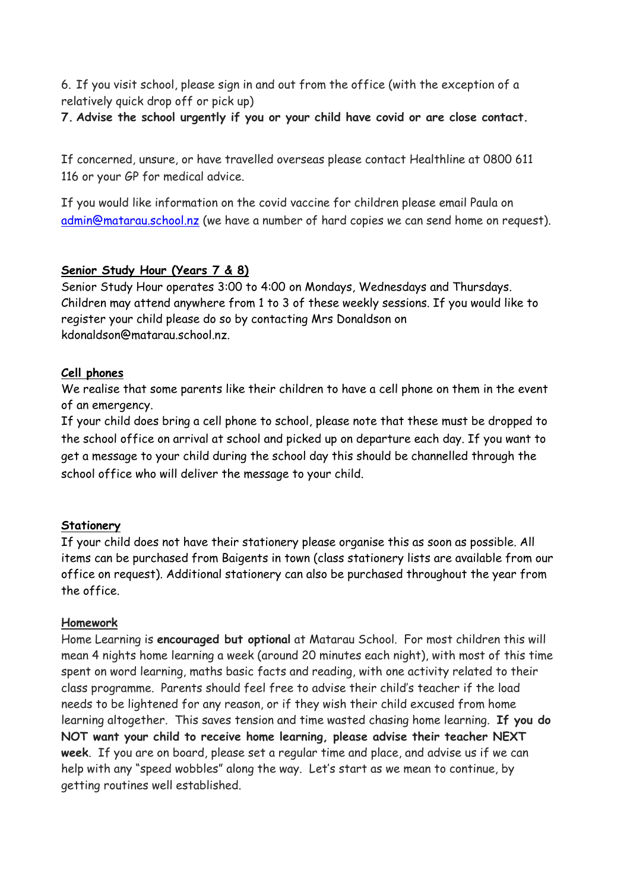6. If you visit school, please sign in and out from the office (with the exception of a relatively quick drop off or pick up)

**7. Advise the school urgently if you or your child have covid or are close contact.**

If concerned, unsure, or have travelled overseas please contact Healthline at 0800 611 116 or your GP for medical advice.

If you would like information on the covid vaccine for children please email Paula on admin@matarau.school.nz (we have a number of hard copies we can send home on request).

## Senior Study Hour (Years 7 & 8)

Senior Study Hour operates 3:00 to 4:00 on Mondays, Wednesdays and Thursdays. Children may attend anywhere from 1 to 3 of these weekly sessions. If you would like to register your child please do so by contacting Mrs Donaldson on kdonaldson@matarau.school.nz.

## Cell phones

We realise that some parents like their children to have a cell phone on them in the event of an emergency.

If your child does bring a cell phone to school, please note that these must be dropped to the school office on arrival at school and picked up on departure each day. If you want to get a message to your child during the school day this should be channelled through the school office who will deliver the message to your child.

## Stationery

If your child does not have their stationery please organise this as soon as possible. All items can be purchased from Baigents in town (class stationery lists are available from our office on request). Additional stationery can also be purchased throughout the year from the office.

## Homework

Home Learning is **encouraged but optional** at Matarau School. For most children this will mean 4 nights home learning a week (around 20 minutes each night), with most of this time spent on word learning, maths basic facts and reading, with one activity related to their class programme. Parents should feel free to advise their child's teacher if the load needs to be lightened for any reason, or if they wish their child excused from home learning altogether. This saves tension and time wasted chasing home learning. **If you do NOT want your child to receive home learning, please advise their teacher NEXT week**. If you are on board, please set a regular time and place, and advise us if we can help with any "speed wobbles" along the way. Let's start as we mean to continue, by getting routines well established.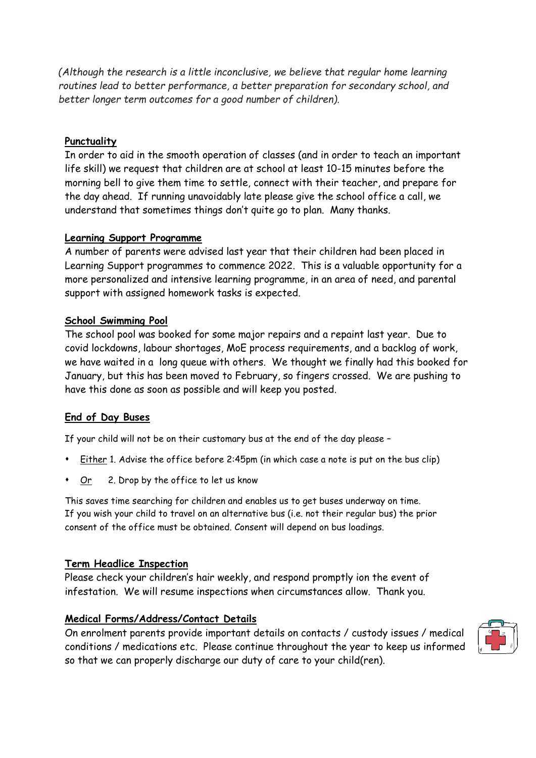*(Although the research is a little inconclusive, we believe that regular home learning routines lead to better performance, a better preparation for secondary school, and better longer term outcomes for a good number of children).*

## Punctuality

In order to aid in the smooth operation of classes (and in order to teach an important life skill) we request that children are at school at least 10-15 minutes before the morning bell to give them time to settle, connect with their teacher, and prepare for the day ahead. If running unavoidably late please give the school office a call, we understand that sometimes things don't quite go to plan. Many thanks.

## Learning Support Programme

A number of parents were advised last year that their children had been placed in Learning Support programmes to commence 2022. This is a valuable opportunity for a more personalized and intensive learning programme, in an area of need, and parental support with assigned homework tasks is expected.

## School Swimming Pool

The school pool was booked for some major repairs and a repaint last year. Due to covid lockdowns, labour shortages, MoE process requirements, and a backlog of work, we have waited in a long queue with others. We thought we finally had this booked for January, but this has been moved to February, so fingers crossed. We are pushing to have this done as soon as possible and will keep you posted.

## End of Day Buses

If your child will not be on their customary bus at the end of the day please –

- Either 1. Advise the office before 2:45pm (in which case a note is put on the bus clip)
- *Or* 2. Drop by the office to let us know

This saves time searching for children and enables us to get buses underway on time. If you wish your child to travel on an alternative bus (i.e. not their regular bus) the prior consent of the office must be obtained. Consent will depend on bus loadings.

## Term Headlice Inspection

Please check your children's hair weekly, and respond promptly ion the event of infestation. We will resume inspections when circumstances allow. Thank you.

## Medical Forms/Address/Contact Details

On enrolment parents provide important details on contacts / custody issues / medical conditions / medications etc. Please continue throughout the year to keep us informed so that we can properly discharge our duty of care to your child(ren).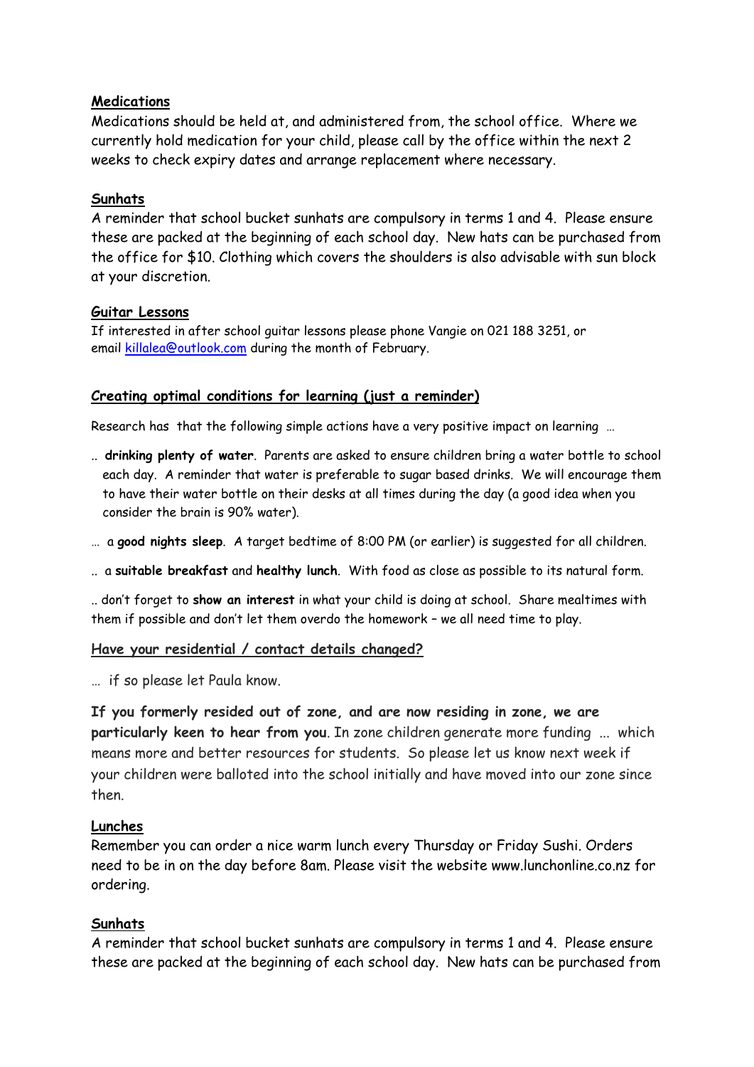**Medications**

Medications should be held at, and administered from, the school office. Where we currently hold medication for your child, please call by the office within the next 2 weeks to check expiry dates and arrange replacement where necessary.

**Sunhats**

A reminder that school bucket sunhats are compulsory in terms 1 and 4. Please ensure these are packed at the beginning of each school day. New hats can be purchased from the office for $10. Clothing which covers the shoulders is also advisable with sun block at your discretion.

**Guitar Lessons**

If interested in after school guitar lessons please phone Vangie on 021 188 3251, or email killalea@outlook.com during the month of February.

**Creating optimal conditions for learning (just a reminder)**

Research has that the following simple actions have a very positive impact on learning …

.. **drinking plenty of water**. Parents are asked to ensure children bring a water bottle to school each day. A reminder that water is preferable to sugar based drinks. We will encourage them to have their water bottle on their desks at all times during the day (a good idea when you consider the brain is 90% water).

… a **good nights sleep**. A target bedtime of 8:00 PM (or earlier) is suggested for all children.

.. a **suitable breakfast** and **healthy lunch**. With food as close as possible to its natural form.

.. don't forget to **show an interest** in what your child is doing at school. Share mealtimes with them if possible and don't let them overdo the homework – we all need time to play.

**Have your residential / contact details changed?**

… if so please let Paula know.

**If you formerly resided out of zone, and are now residing in zone, we are particularly keen to hear from you**. In zone children generate more funding ... which means more and better resources for students. So please let us know next week if your children were balloted into the school initially and have moved into our zone since then.

**Lunches**

Remember you can order a nice warm lunch every Thursday or Friday Sushi. Orders need to be in on the day before 8am. Please visit the website www.lunchonline.co.nz for ordering.

**Sunhats**

A reminder that school bucket sunhats are compulsory in terms 1 and 4. Please ensure these are packed at the beginning of each school day. New hats can be purchased from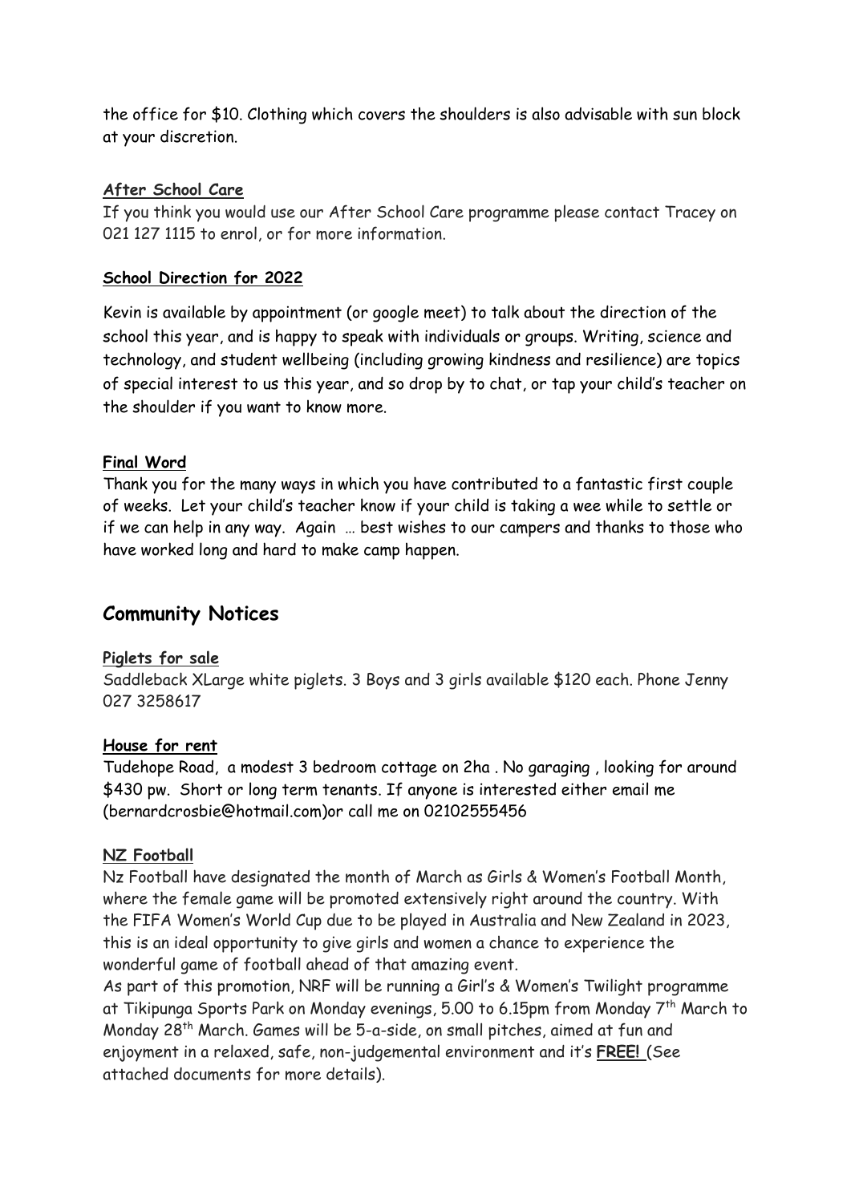the office for $10. Clothing which covers the shoulders is also advisable with sun block at your discretion.

**After School Care**

If you think you would use our After School Care programme please contact Tracey on 021 127 1115 to enrol, or for more information.

**School Direction for 2022**

Kevin is available by appointment (or google meet) to talk about the direction of the school this year, and is happy to speak with individuals or groups. Writing, science and technology, and student wellbeing (including growing kindness and resilience) are topics of special interest to us this year, and so drop by to chat, or tap your child's teacher on the shoulder if you want to know more.

**Final Word**

Thank you for the many ways in which you have contributed to a fantastic first couple of weeks. Let your child's teacher know if your child is taking a wee while to settle or if we can help in any way. Again … best wishes to our campers and thanks to those who have worked long and hard to make camp happen.

## Community Notices

**Piglets for sale**

Saddleback XLarge white piglets. 3 Boys and 3 girls available $120 each. Phone Jenny 027 3258617

**House for rent**

Tudehope Road, a modest 3 bedroom cottage on 2ha . No garaging , looking for around $430 pw. Short or long term tenants. If anyone is interested either email me (bernardcrosbie@hotmail.com)or call me on 02102555456

**NZ Football**

Nz Football have designated the month of March as Girls & Women's Football Month, where the female game will be promoted extensively right around the country. With the FIFA Women's World Cup due to be played in Australia and New Zealand in 2023, this is an ideal opportunity to give girls and women a chance to experience the wonderful game of football ahead of that amazing event.
As part of this promotion, NRF will be running a Girl's & Women's Twilight programme at Tikipunga Sports Park on Monday evenings, 5.00 to 6.15pm from Monday 7th March to Monday 28th March. Games will be 5-a-side, on small pitches, aimed at fun and enjoyment in a relaxed, safe, non-judgemental environment and it's **FREE!** (See attached documents for more details).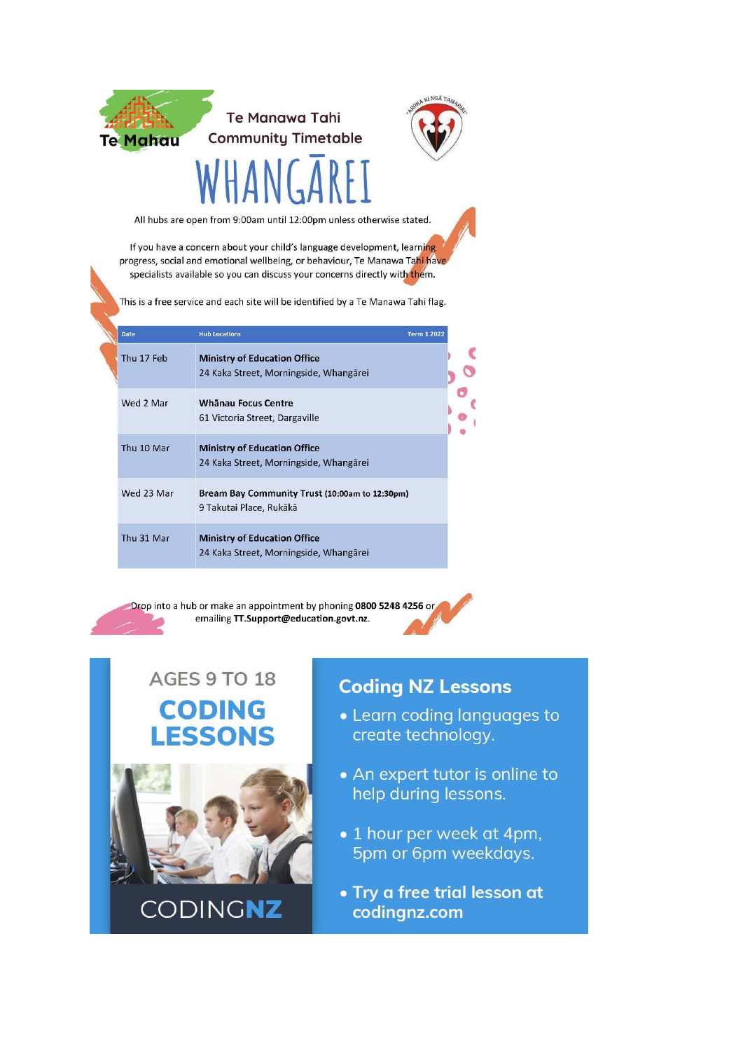Te Mahau

# Te Manawa Tahi Community Timetable

# WHANGĀREI

All hubs are open from 9:00am until 12:00pm unless otherwise stated.

If you have a concern about your child's language development, learning progress, social and emotional wellbeing, or behaviour, Te Manawa Tahi have specialists available so you can discuss your concerns directly with them.

This is a free service and each site will be identified by a Te Manawa Tahi flag.

| Date | Hub Locations | Term 1 2022 |
|---|---|---|
| Thu 17 Feb | **Ministry of Education Office** 24 Kaka Street, Morningside, Whangārei | |
| Wed 2 Mar | **Whānau Focus Centre** 61 Victoria Street, Dargaville | |
| Thu 10 Mar | **Ministry of Education Office** 24 Kaka Street, Morningside, Whangārei | |
| Wed 23 Mar | **Bream Bay Community Trust (10:00am to 12:30pm)** 9 Takutai Place, Rukākā | |
| Thu 31 Mar | **Ministry of Education Office** 24 Kaka Street, Morningside, Whangārei | |

Drop into a hub or make an appointment by phoning **0800 5248 4256** or emailing **TT.Support@education.govt.nz**.

AGES 9 TO 18

## CODING LESSONS

CODINGNZ

## Coding NZ Lessons

- Learn coding languages to create technology.
- An expert tutor is online to help during lessons.
- 1 hour per week at 4pm, 5pm or 6pm weekdays.
- **Try a free trial lesson at codingnz.com**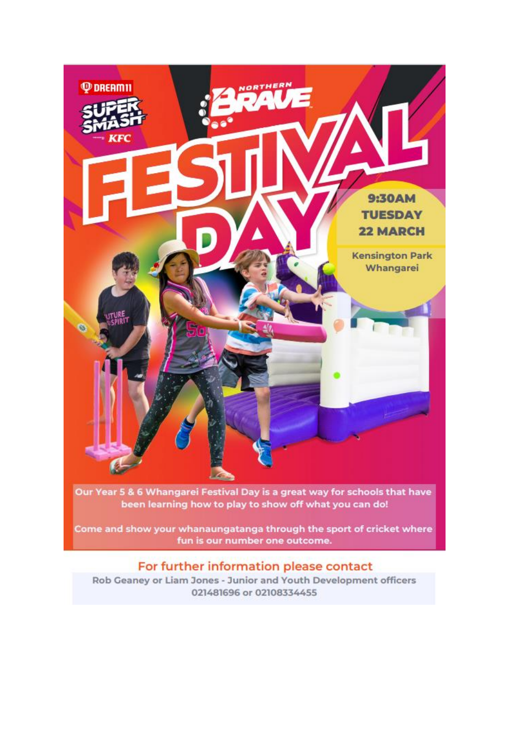DREAM11 SUPER SMASH KFC

NORTHERN BRAVE

# FESTIVAL DAY

**9:30AM**
**TUESDAY**
**22 MARCH**

**Kensington Park Whangarei**

Our Year 5 & 6 Whangarei Festival Day is a great way for schools that have been learning how to play to show off what you can do!

Come and show your whanaungatanga through the sport of cricket where fun is our number one outcome.

## For further information please contact

Rob Geaney or Liam Jones - Junior and Youth Development officers
021481696 or 02108334455